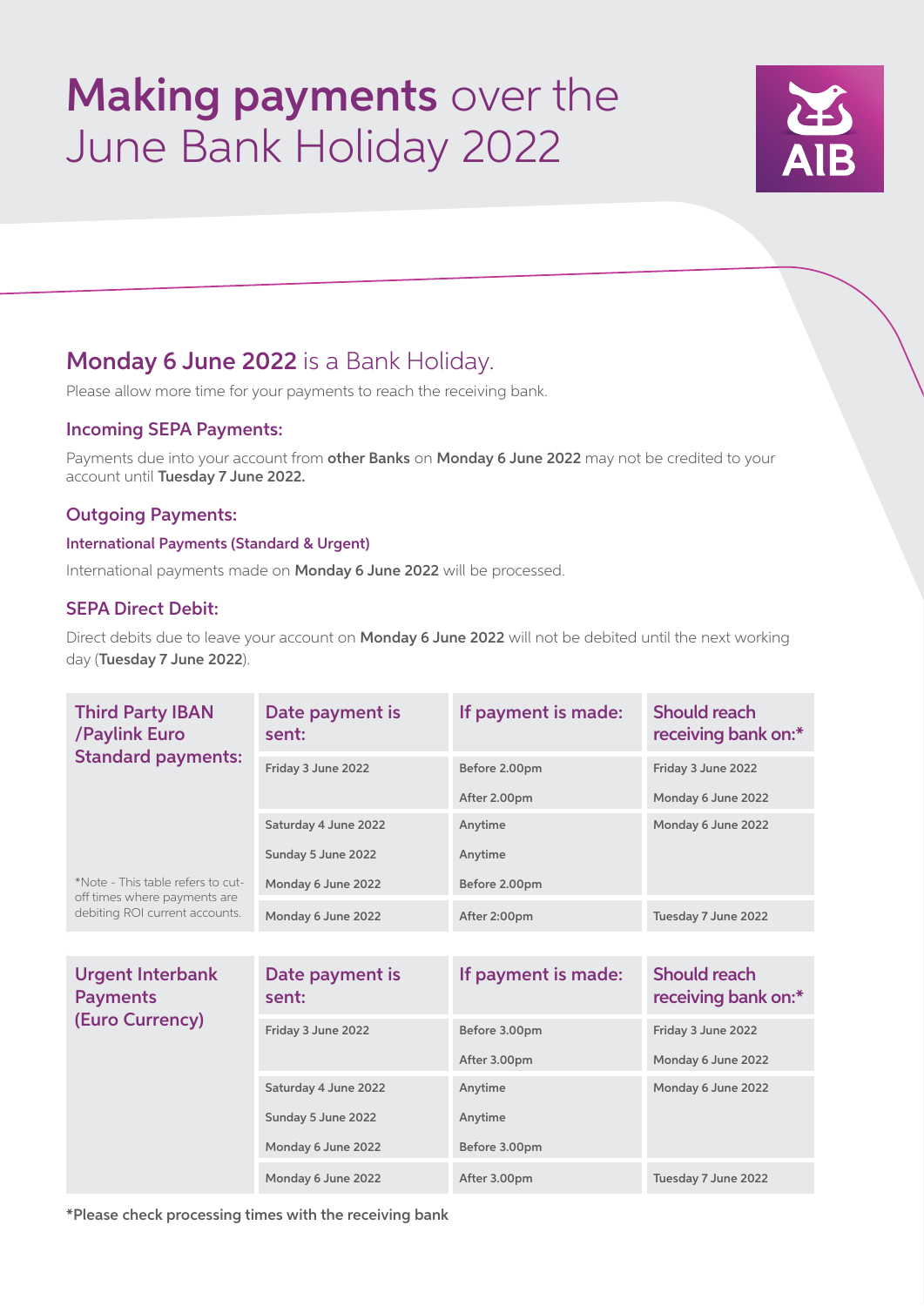# **Making payments** over the June Bank Holiday 2022

## **Monday 6 June 2022** is a Bank Holiday.

Please allow more time for your payments to reach the receiving bank.

### Incoming SEPA Payments:

Payments due into your account from **other Banks** on **Monday 6 June 2022** may not be credited to your account until **Tuesday 7 June 2022.**

### Outgoing Payments:

#### International Payments (Standard & Urgent)

International payments made on **Monday 6 June 2022** will be processed.

### SEPA Direct Debit:

Direct debits due to leave your account on **Monday 6 June 2022** will not be debited until the next working day (**Tuesday 7 June 2022**).

| Third Party IBAN /Paylink Euro Standard payments: | Date payment is sent: | If payment is made: | Should reach receiving bank on:* |
|---|---|---|---|
| | Friday 3 June 2022 | Before 2.00pm | Friday 3 June 2022 |
| | | After 2.00pm | Monday 6 June 2022 |
| | Saturday 4 June 2022 | Anytime | Monday 6 June 2022 |
| | Sunday 5 June 2022 | Anytime | |
| *Note - This table refers to cut-off times where payments are debiting ROI current accounts. | Monday 6 June 2022 | Before 2.00pm | |
| | Monday 6 June 2022 | After 2:00pm | Tuesday 7 June 2022 |

| Urgent Interbank Payments (Euro Currency) | Date payment is sent: | If payment is made: | Should reach receiving bank on:* |
|---|---|---|---|
| | Friday 3 June 2022 | Before 3.00pm | Friday 3 June 2022 |
| | | After 3.00pm | Monday 6 June 2022 |
| | Saturday 4 June 2022 | Anytime | Monday 6 June 2022 |
| | Sunday 5 June 2022 | Anytime | |
| | Monday 6 June 2022 | Before 3.00pm | |
| | Monday 6 June 2022 | After 3.00pm | Tuesday 7 June 2022 |

**\*Please check processing times with the receiving bank**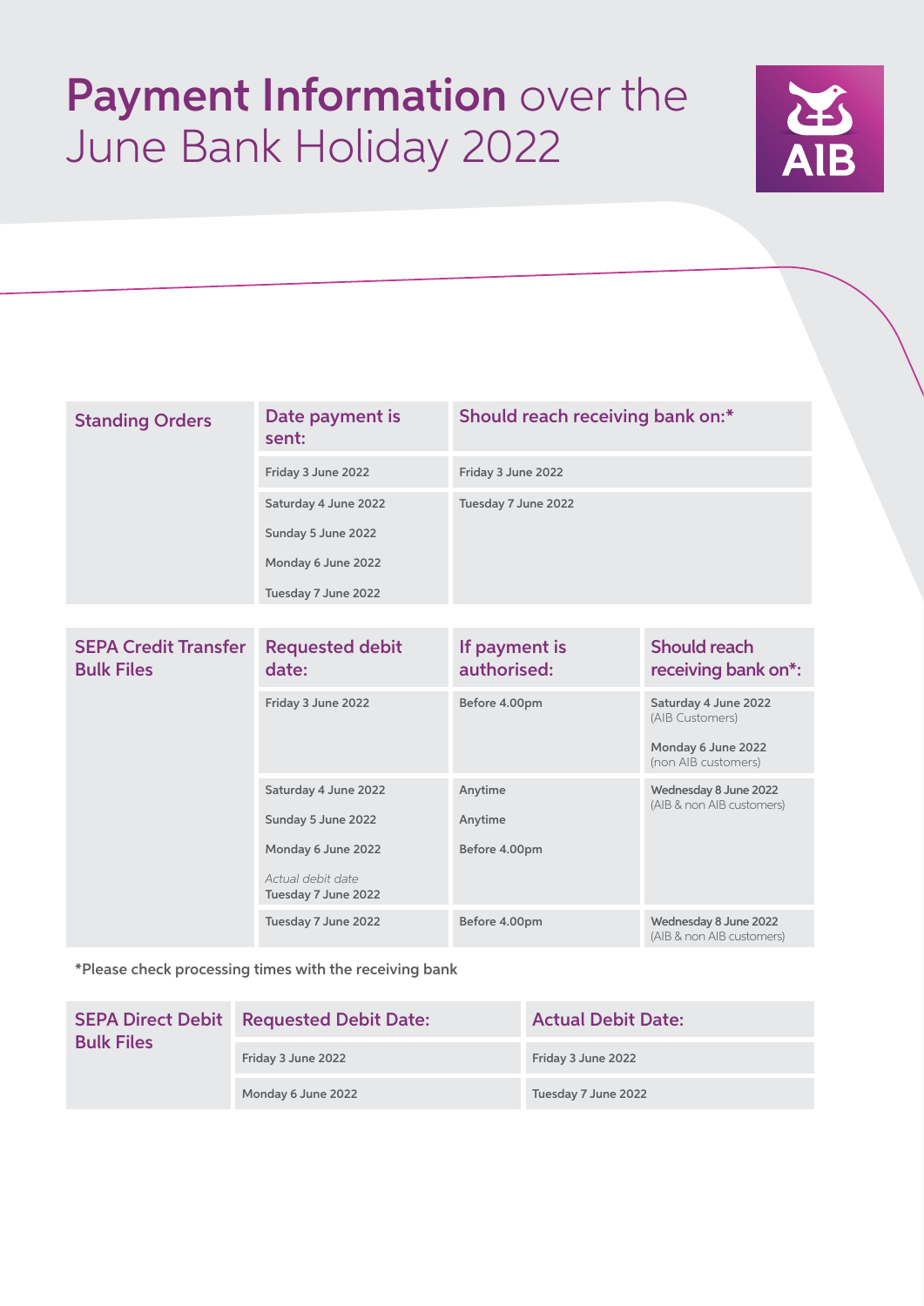# **Payment Information** over the June Bank Holiday 2022

| Standing Orders | Date payment is sent: | Should reach receiving bank on:* |
|---|---|---|
| | Friday 3 June 2022 | Friday 3 June 2022 |
| | Saturday 4 June 2022 | Tuesday 7 June 2022 |
| | Sunday 5 June 2022 | |
| | Monday 6 June 2022 | |
| | Tuesday 7 June 2022 | |

| SEPA Credit Transfer Bulk Files | Requested debit date: | If payment is authorised: | Should reach receiving bank on*: |
|---|---|---|---|
| | Friday 3 June 2022 | Before 4.00pm | Saturday 4 June 2022 (AIB Customers)<br>Monday 6 June 2022 (non AIB customers) |
| | Saturday 4 June 2022 | Anytime | Wednesday 8 June 2022 (AIB & non AIB customers) |
| | Sunday 5 June 2022 | Anytime | |
| | Monday 6 June 2022<br>*Actual debit date* Tuesday 7 June 2022 | Before 4.00pm | |
| | Tuesday 7 June 2022 | Before 4.00pm | Wednesday 8 June 2022 (AIB & non AIB customers) |

*Please check processing times with the receiving bank

| SEPA Direct Debit Bulk Files | Requested Debit Date: | Actual Debit Date: |
|---|---|---|
| | Friday 3 June 2022 | Friday 3 June 2022 |
| | Monday 6 June 2022 | Tuesday 7 June 2022 |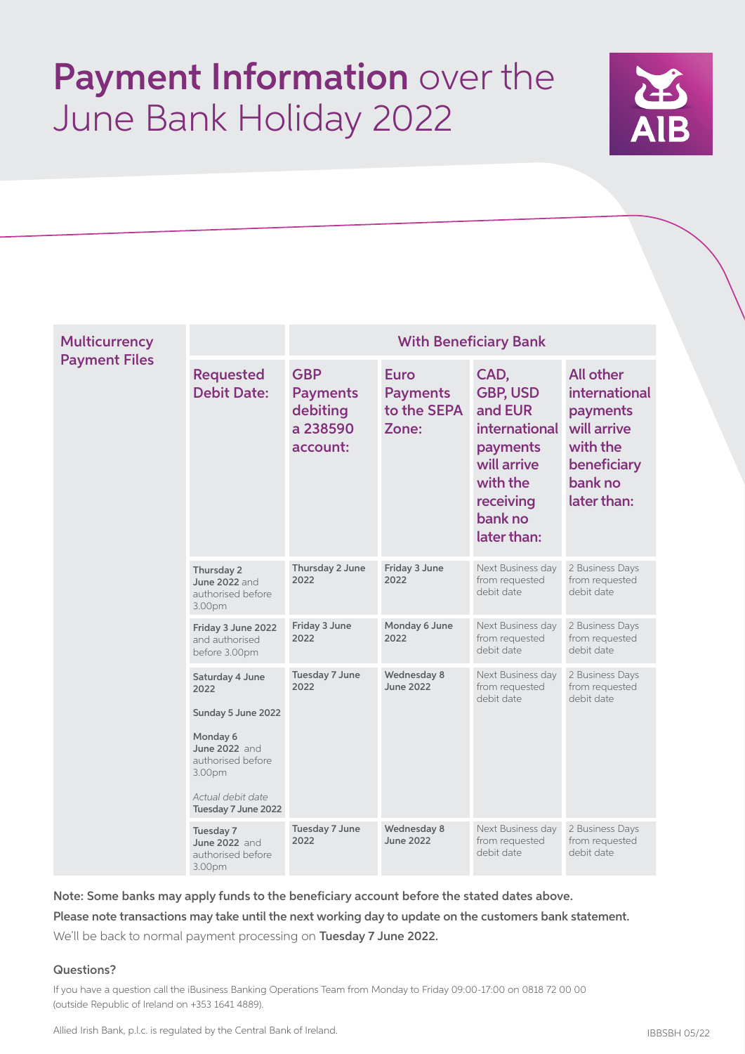# **Payment Information** over the June Bank Holiday 2022

| **Multicurrency Payment Files** | | With Beneficiary Bank | | | |
|---|---|---|---|---|---|
| | **Requested Debit Date:** | **GBP Payments debiting a 238590 account:** | **Euro Payments to the SEPA Zone:** | **CAD, GBP, USD and EUR international payments will arrive with the receiving bank no later than:** | **All other international payments will arrive with the beneficiary bank no later than:** |
| | **Thursday 2 June 2022** and authorised before 3.00pm | **Thursday 2 June 2022** | **Friday 3 June 2022** | Next Business day from requested debit date | 2 Business Days from requested debit date |
| | **Friday 3 June 2022** and authorised before 3.00pm | **Friday 3 June 2022** | **Monday 6 June 2022** | Next Business day from requested debit date | 2 Business Days from requested debit date |
| | **Saturday 4 June 2022**<br><br>**Sunday 5 June 2022**<br><br>**Monday 6 June 2022** and authorised before 3.00pm<br><br>*Actual debit date* **Tuesday 7 June 2022** | **Tuesday 7 June 2022** | **Wednesday 8 June 2022** | Next Business day from requested debit date | 2 Business Days from requested debit date |
| | **Tuesday 7 June 2022** and authorised before 3.00pm | **Tuesday 7 June 2022** | **Wednesday 8 June 2022** | Next Business day from requested debit date | 2 Business Days from requested debit date |

**Note: Some banks may apply funds to the beneficiary account before the stated dates above.**

**Please note transactions may take until the next working day to update on the customers bank statement.**

We'll be back to normal payment processing on **Tuesday 7 June 2022.**

### Questions?

If you have a question call the iBusiness Banking Operations Team from Monday to Friday 09:00-17:00 on 0818 72 00 00 (outside Republic of Ireland on +353 1641 4889).

Allied Irish Bank, p.l.c. is regulated by the Central Bank of Ireland.

IBBSBH 05/22